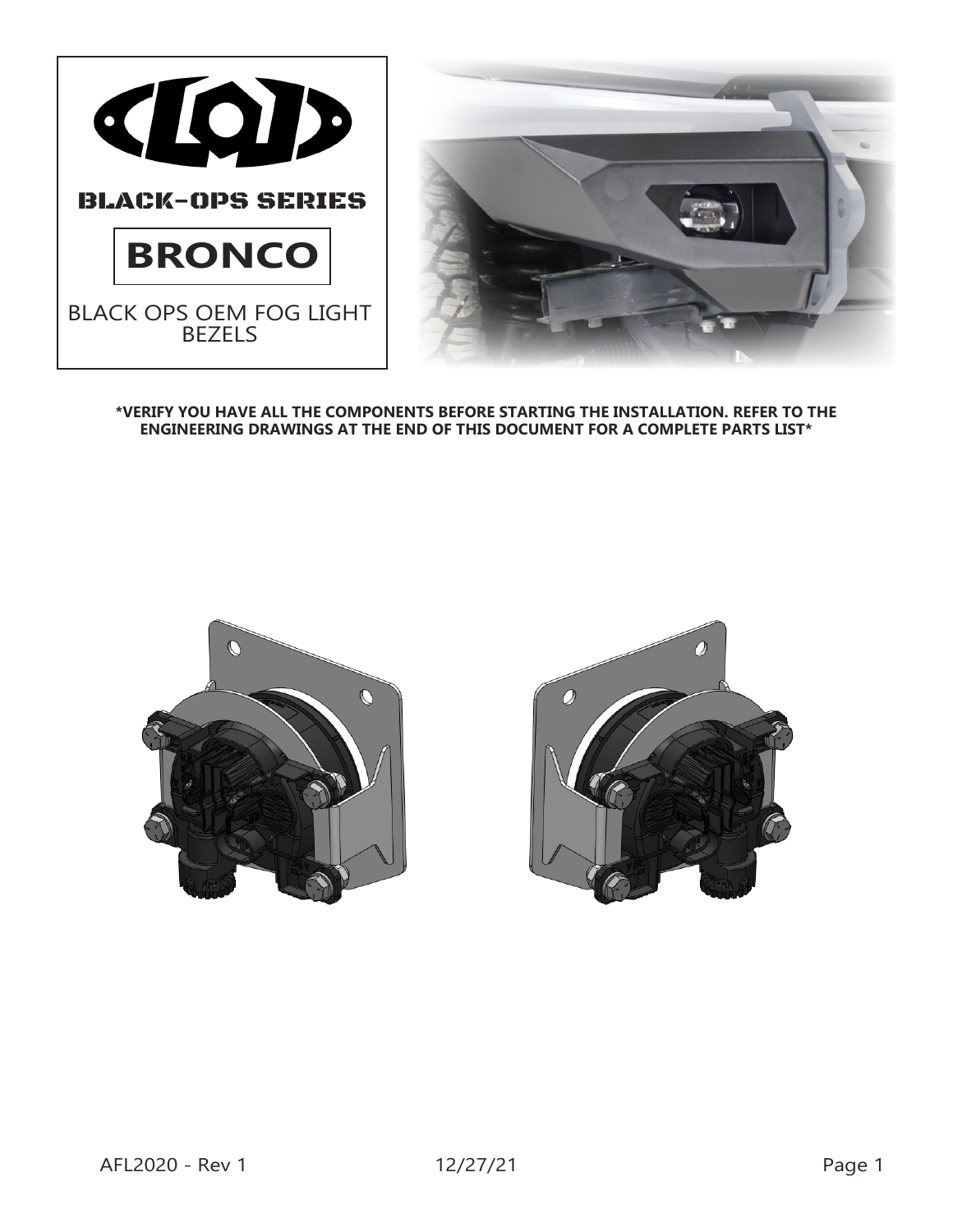# BLACK-OPS SERIES

# BRONCO

BLACK OPS OEM FOG LIGHT BEZELS

**\*VERIFY YOU HAVE ALL THE COMPONENTS BEFORE STARTING THE INSTALLATION. REFER TO THE ENGINEERING DRAWINGS AT THE END OF THIS DOCUMENT FOR A COMPLETE PARTS LIST\***

AFL2020 - Rev 1 12/27/21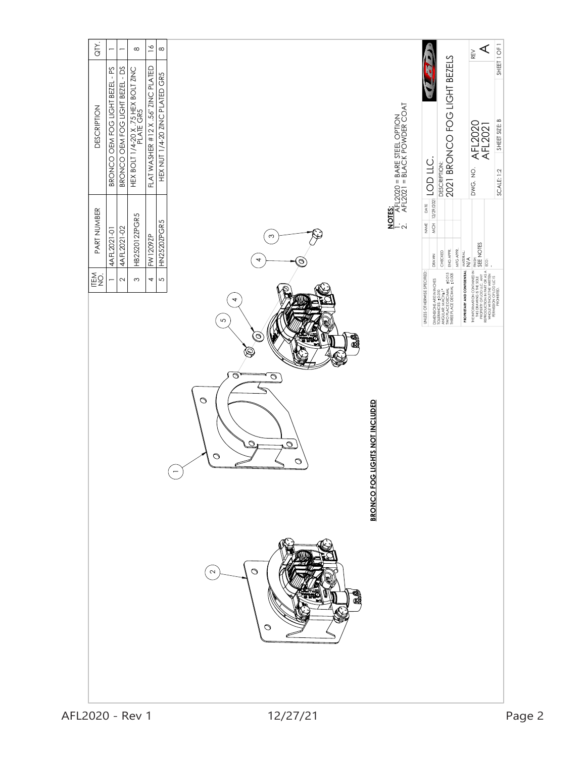| ITEM NO. | PART NUMBER | DESCRIPTION | QTY. |
|---|---|---|---|
| 1 | 4AFL2021-01 | BRONCO OEM FOG LIGHT BEZEL - PS | 1 |
| 2 | 4AFL2021-02 | BRONCO OEM FOG LIGHT BEZEL - DS | 1 |
| 3 | HB252012ZPGR5 | HEX BOLT 1/4-20 X .75 HEX BOLT ZINC PLATE GR5 | 8 |
| 4 | FW1209ZP | FLAT WASHER #12 X .56" ZINC PLATED | 16 |
| 5 | HN2520ZPGR5 | HEX NUT 1/4-20 ZINC PLATED GR5 | 8 |

**BRONCO FOG LIGHTS NOT INCLUDED**

**NOTES:**

1. AFL2020 = BARE STEEL OPTION
2. AFL2021 = BLACK POWDER COAT

| UNLESS OTHERWISE SPECIFIED: | | NAME | DATE | LOD LLC. |
|---|---|---|---|---|
| DIMENSIONS ARE IN INCHES TOLERANCES: ±0.030 ANGULAR: MACH±1° TWO PLACE DECIMAL ±0.015 THREE PLACE DECIMAL ±0.005 | DRAWN | MCH | 12/29/2021 | DESCRIPTION: 2021 BRONCO FOG LIGHT BEZELS |
| | CHECKED | | | |
| | ENG APPR. | | | |
| | MFG APPR. | | | |
| PROPRIETARY AND CONFIDENTIAL | MATERIAL: N/A | | | DWG. NO. AFL2020 AFL2021 — REV A |
| THE INFORMATION CONTAINED IN THIS DRAWING IS THE SOLE PROPERTY OF LOD LLC. ANY REPRODUCTION IN PART OR AS A WHOLE WITHOUT THE WRITTEN PERMISSION OF LOD LLC IS PROHIBITED. | FINISH: SEE NOTES | | | |
| | ECO: - | | | SCALE: 1:2 — SHEET SIZE: B — SHEET 1 OF 1 |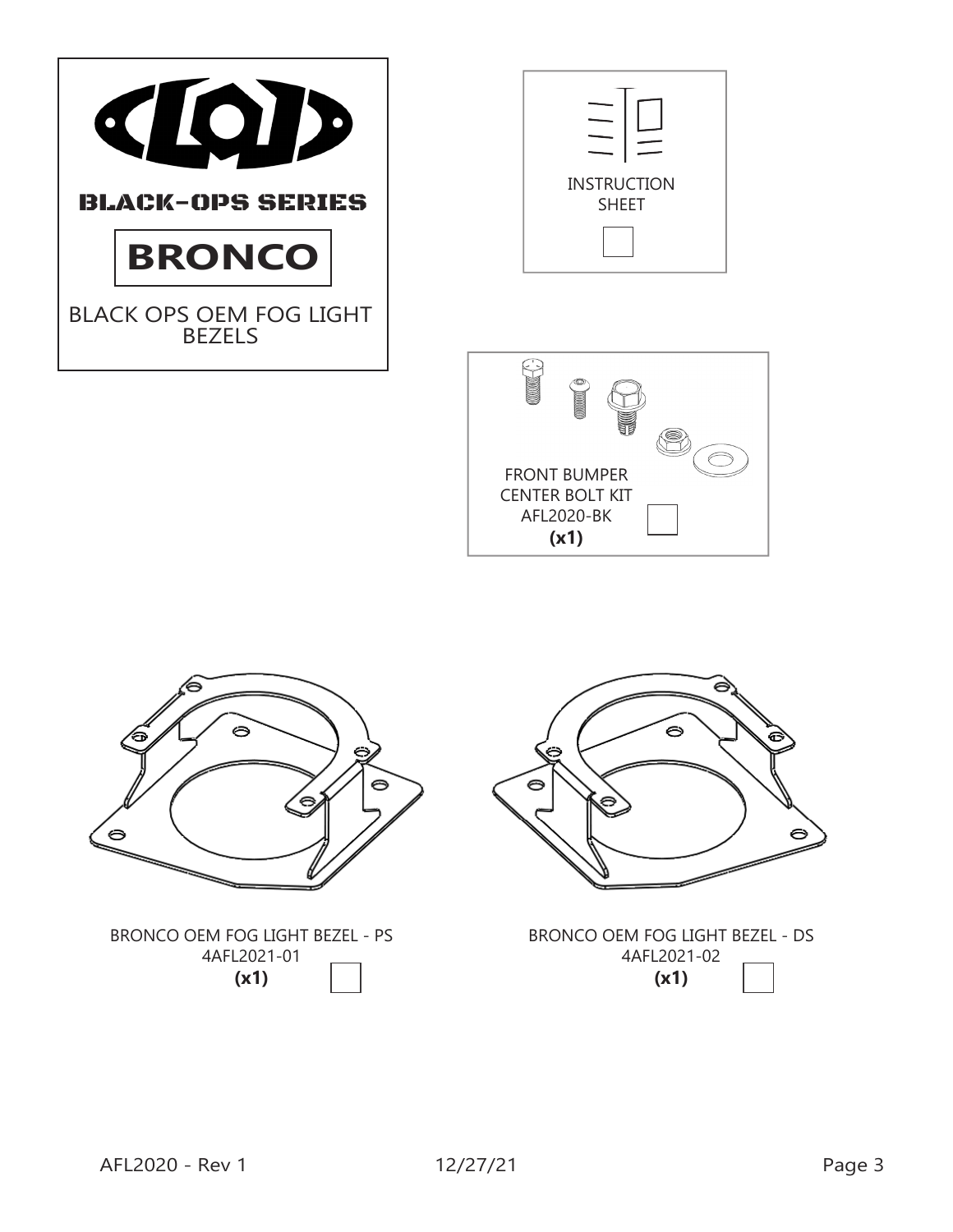BLACK-OPS SERIES

**BRONCO**

BLACK OPS OEM FOG LIGHT BEZELS

INSTRUCTION SHEET

FRONT BUMPER CENTER BOLT KIT
AFL2020-BK
**(x1)**

BRONCO OEM FOG LIGHT BEZEL - PS
4AFL2021-01
**(x1)**

BRONCO OEM FOG LIGHT BEZEL - DS
4AFL2021-02
**(x1)**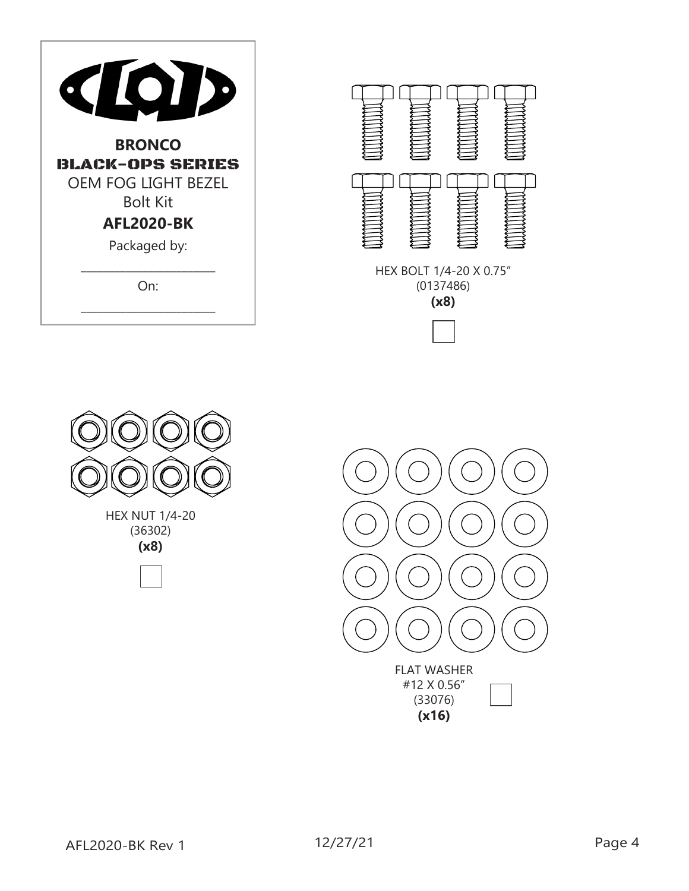**BRONCO**
**BLACK-OPS SERIES**
OEM FOG LIGHT BEZEL
Bolt Kit
**AFL2020-BK**
Packaged by:

______________________

On:

______________________

HEX BOLT 1/4-20 X 0.75″
(0137486)
**(x8)**

☐

HEX NUT 1/4-20
(36302)
**(x8)**

☐

FLAT WASHER
#12 X 0.56″
(33076)
**(x16)**

☐